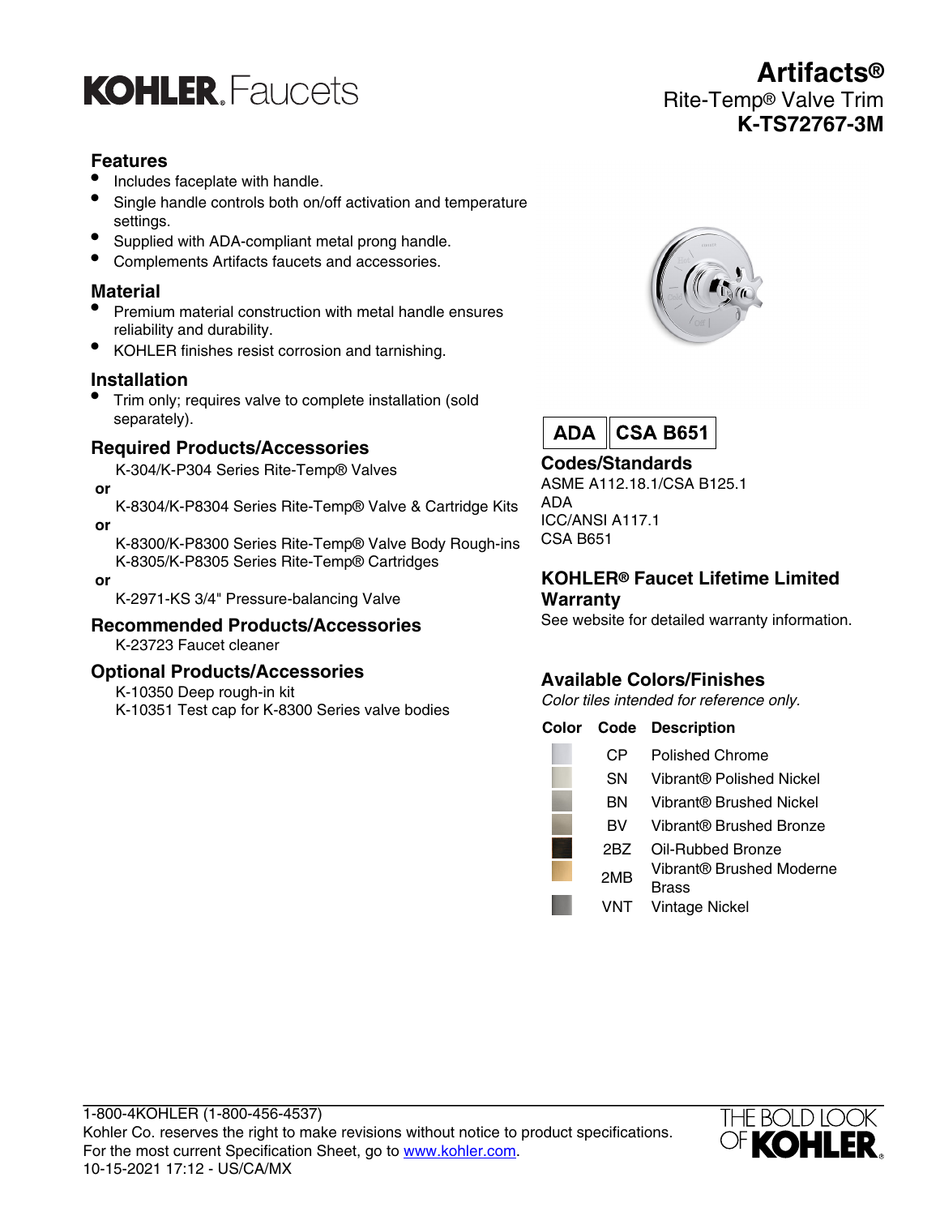KOHLER. Faucets

# Artifacts®

## Rite-Temp® Valve Trim

## K-TS72767-3M

### Features

- Includes faceplate with handle.
- Single handle controls both on/off activation and temperature settings.
- Supplied with ADA-compliant metal prong handle.
- Complements Artifacts faucets and accessories.

### Material

- Premium material construction with metal handle ensures reliability and durability.
- KOHLER finishes resist corrosion and tarnishing.

### Installation

- Trim only; requires valve to complete installation (sold separately).

### Required Products/Accessories

K-304/K-P304 Series Rite-Temp® Valves

**or**

K-8304/K-P8304 Series Rite-Temp® Valve & Cartridge Kits

**or**

K-8300/K-P8300 Series Rite-Temp® Valve Body Rough-ins
K-8305/K-P8305 Series Rite-Temp® Cartridges

**or**

K-2971-KS 3/4" Pressure-balancing Valve

### Recommended Products/Accessories

K-23723 Faucet cleaner

### Optional Products/Accessories

K-10350 Deep rough-in kit
K-10351 Test cap for K-8300 Series valve bodies

**ADA** | **CSA B651**

### Codes/Standards

ASME A112.18.1/CSA B125.1
ADA
ICC/ANSI A117.1
CSA B651

### KOHLER® Faucet Lifetime Limited Warranty

See website for detailed warranty information.

### Available Colors/Finishes

*Color tiles intended for reference only.*

| Color | Code | Description |
|---|---|---|
| | CP | Polished Chrome |
| | SN | Vibrant® Polished Nickel |
| | BN | Vibrant® Brushed Nickel |
| | BV | Vibrant® Brushed Bronze |
| | 2BZ | Oil-Rubbed Bronze |
| | 2MB | Vibrant® Brushed Moderne Brass |
| | VNT | Vintage Nickel |

1-800-4KOHLER (1-800-456-4537)
Kohler Co. reserves the right to make revisions without notice to product specifications.
For the most current Specification Sheet, go to www.kohler.com.
10-15-2021 17:12 - US/CA/MX

THE BOLD LOOK OF KOHLER.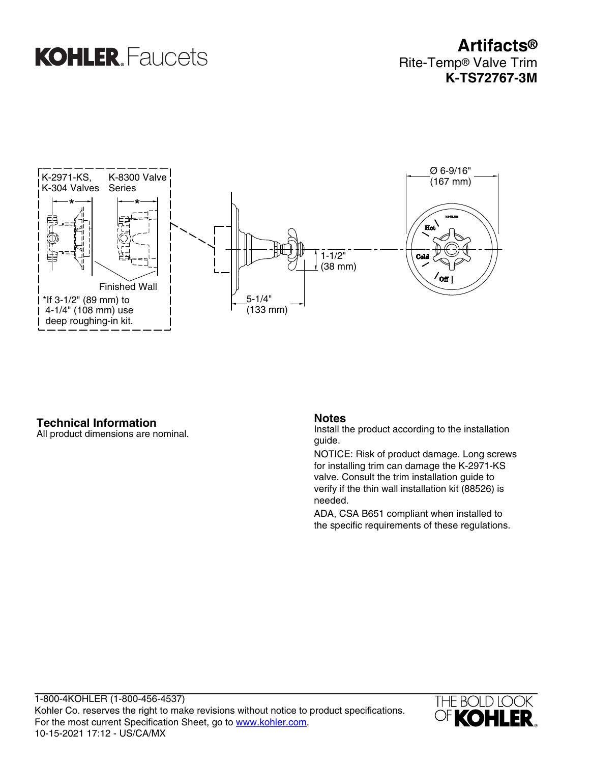# Artifacts®

Rite-Temp® Valve Trim

**K-TS72767-3M**

K-2971-KS, K-304 Valves

K-8300 Valve Series

Finished Wall

*If 3-1/2" (89 mm) to 4-1/4" (108 mm) use deep roughing-in kit.

Ø 6-9/16" (167 mm)

1-1/2" (38 mm)

5-1/4" (133 mm)

KOHLER

Hot

Cold

Off

## Technical Information

All product dimensions are nominal.

## Notes

Install the product according to the installation guide.

NOTICE: Risk of product damage. Long screws for installing trim can damage the K-2971-KS valve. Consult the trim installation guide to verify if the thin wall installation kit (88526) is needed.

ADA, CSA B651 compliant when installed to the specific requirements of these regulations.

1-800-4KOHLER (1-800-456-4537)

Kohler Co. reserves the right to make revisions without notice to product specifications.

For the most current Specification Sheet, go to www.kohler.com.

10-15-2021 17:12 - US/CA/MX